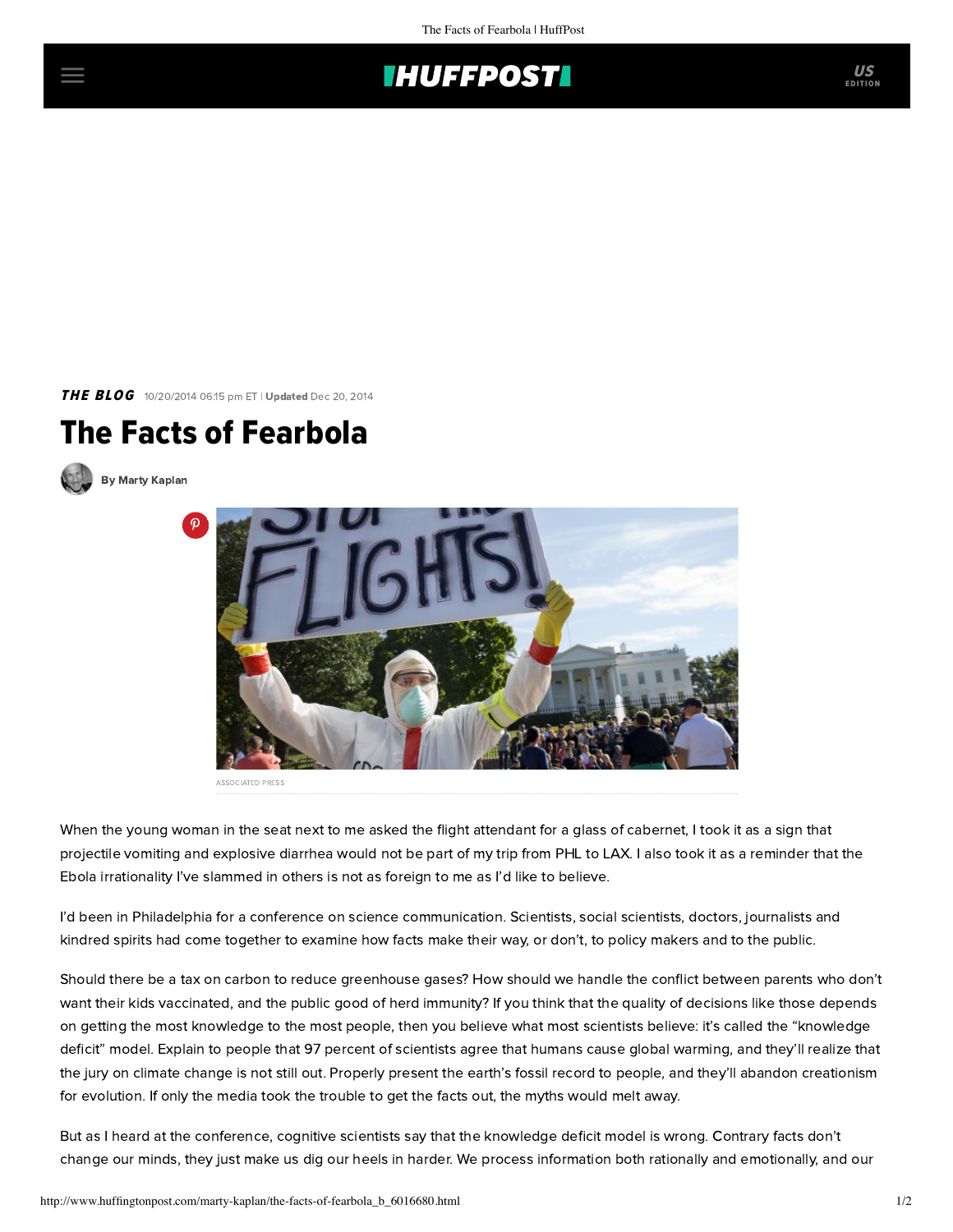**THE BLOG** 10/20/2014 06:15 pm ET | **Updated** Dec 20, 2014

# The Facts of Fearbola

By Marty Kaplan

ASSOCIATED PRESS

When the young woman in the seat next to me asked the flight attendant for a glass of cabernet, I took it as a sign that projectile vomiting and explosive diarrhea would not be part of my trip from PHL to LAX. I also took it as a reminder that the Ebola irrationality I've slammed in others is not as foreign to me as I'd like to believe.

I'd been in Philadelphia for a conference on science communication. Scientists, social scientists, doctors, journalists and kindred spirits had come together to examine how facts make their way, or don't, to policy makers and to the public.

Should there be a tax on carbon to reduce greenhouse gases? How should we handle the conflict between parents who don't want their kids vaccinated, and the public good of herd immunity? If you think that the quality of decisions like those depends on getting the most knowledge to the most people, then you believe what most scientists believe: it's called the "knowledge deficit" model. Explain to people that 97 percent of scientists agree that humans cause global warming, and they'll realize that the jury on climate change is not still out. Properly present the earth's fossil record to people, and they'll abandon creationism for evolution. If only the media took the trouble to get the facts out, the myths would melt away.

But as I heard at the conference, cognitive scientists say that the knowledge deficit model is wrong. Contrary facts don't change our minds, they just make us dig our heels in harder. We process information both rationally and emotionally, and our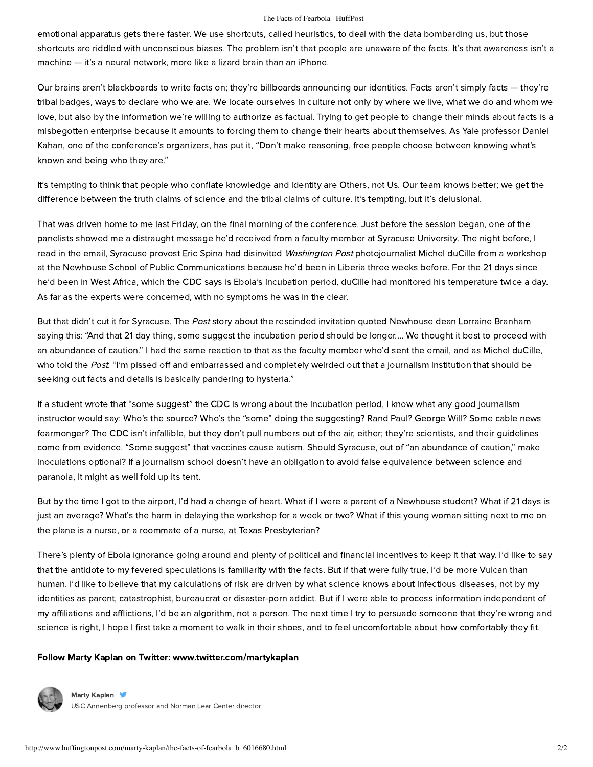emotional apparatus gets there faster. We use shortcuts, called heuristics, to deal with the data bombarding us, but those shortcuts are riddled with unconscious biases. The problem isn't that people are unaware of the facts. It's that awareness isn't a machine — it's a neural network, more like a lizard brain than an iPhone.

Our brains aren't blackboards to write facts on; they're billboards announcing our identities. Facts aren't simply facts — they're tribal badges, ways to declare who we are. We locate ourselves in culture not only by where we live, what we do and whom we love, but also by the information we're willing to authorize as factual. Trying to get people to change their minds about facts is a misbegotten enterprise because it amounts to forcing them to change their hearts about themselves. As Yale professor Daniel Kahan, one of the conference's organizers, has put it, "Don't make reasoning, free people choose between knowing what's known and being who they are."

It's tempting to think that people who conflate knowledge and identity are Others, not Us. Our team knows better; we get the difference between the truth claims of science and the tribal claims of culture. It's tempting, but it's delusional.

That was driven home to me last Friday, on the final morning of the conference. Just before the session began, one of the panelists showed me a distraught message he'd received from a faculty member at Syracuse University. The night before, I read in the email, Syracuse provost Eric Spina had disinvited *Washington Post* photojournalist Michel duCille from a workshop at the Newhouse School of Public Communications because he'd been in Liberia three weeks before. For the 21 days since he'd been in West Africa, which the CDC says is Ebola's incubation period, duCille had monitored his temperature twice a day. As far as the experts were concerned, with no symptoms he was in the clear.

But that didn't cut it for Syracuse. The *Post* story about the rescinded invitation quoted Newhouse dean Lorraine Branham saying this: "And that 21 day thing, some suggest the incubation period should be longer.... We thought it best to proceed with an abundance of caution." I had the same reaction to that as the faculty member who'd sent the email, and as Michel duCille, who told the *Post*: "I'm pissed off and embarrassed and completely weirded out that a journalism institution that should be seeking out facts and details is basically pandering to hysteria."

If a student wrote that "some suggest" the CDC is wrong about the incubation period, I know what any good journalism instructor would say: Who's the source? Who's the "some" doing the suggesting? Rand Paul? George Will? Some cable news fearmonger? The CDC isn't infallible, but they don't pull numbers out of the air, either; they're scientists, and their guidelines come from evidence. "Some suggest" that vaccines cause autism. Should Syracuse, out of "an abundance of caution," make inoculations optional? If a journalism school doesn't have an obligation to avoid false equivalence between science and paranoia, it might as well fold up its tent.

But by the time I got to the airport, I'd had a change of heart. What if I were a parent of a Newhouse student? What if 21 days is just an average? What's the harm in delaying the workshop for a week or two? What if this young woman sitting next to me on the plane is a nurse, or a roommate of a nurse, at Texas Presbyterian?

There's plenty of Ebola ignorance going around and plenty of political and financial incentives to keep it that way. I'd like to say that the antidote to my fevered speculations is familiarity with the facts. But if that were fully true, I'd be more Vulcan than human. I'd like to believe that my calculations of risk are driven by what science knows about infectious diseases, not by my identities as parent, catastrophist, bureaucrat or disaster-porn addict. But if I were able to process information independent of my affiliations and afflictions, I'd be an algorithm, not a person. The next time I try to persuade someone that they're wrong and science is right, I hope I first take a moment to walk in their shoes, and to feel uncomfortable about how comfortably they fit.

**Follow Marty Kaplan on Twitter: www.twitter.com/martykaplan**

Marty Kaplan
USC Annenberg professor and Norman Lear Center director